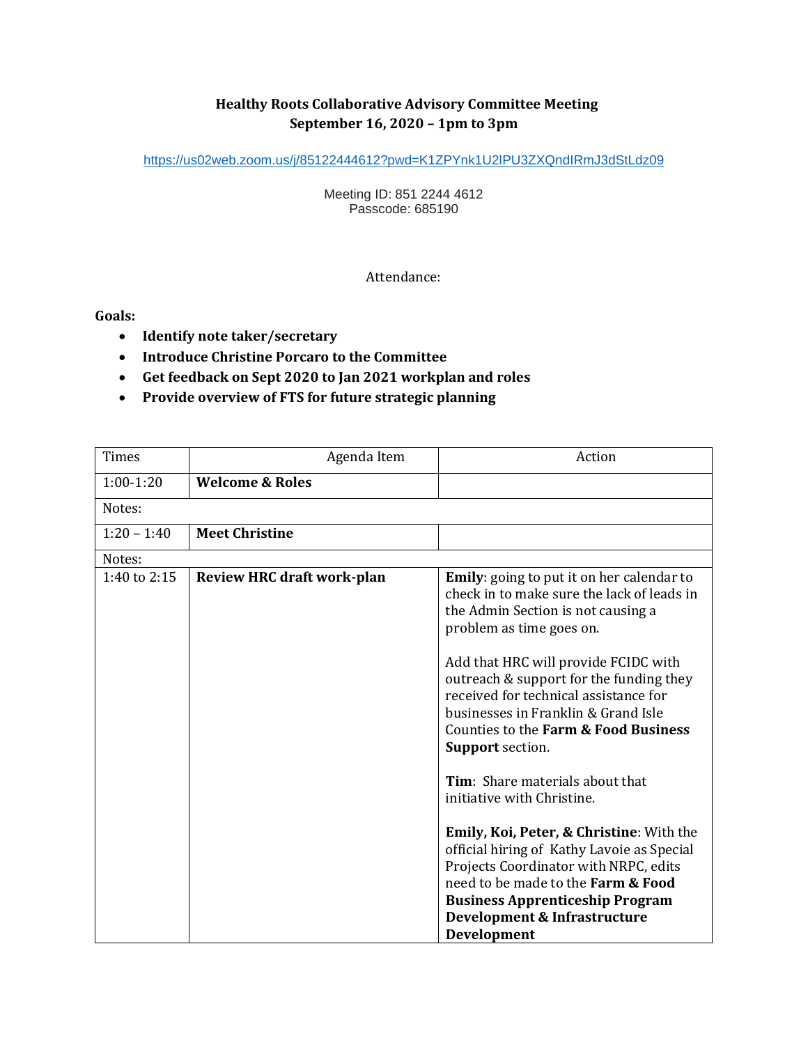**Healthy Roots Collaborative Advisory Committee Meeting**
**September 16, 2020 – 1pm to 3pm**

https://us02web.zoom.us/j/85122444612?pwd=K1ZPYnk1U2lPU3ZXQndIRmJ3dStLdz09

Meeting ID: 851 2244 4612
Passcode: 685190

Attendance:

**Goals:**

- **Identify note taker/secretary**
- **Introduce Christine Porcaro to the Committee**
- **Get feedback on Sept 2020 to Jan 2021 workplan and roles**
- **Provide overview of FTS for future strategic planning**

| Times | Agenda Item | Action |
|---|---|---|
| 1:00-1:20 | **Welcome & Roles** | |
| Notes: | | |
| 1:20 – 1:40 | **Meet Christine** | |
| Notes: | | |
| 1:40 to 2:15 | **Review HRC draft work-plan** | **Emily**: going to put it on her calendar to check in to make sure the lack of leads in the Admin Section is not causing a problem as time goes on.<br><br>Add that HRC will provide FCIDC with outreach & support for the funding they received for technical assistance for businesses in Franklin & Grand Isle Counties to the **Farm & Food Business Support** section.<br><br>**Tim**: Share materials about that initiative with Christine.<br><br>**Emily, Koi, Peter, & Christine**: With the official hiring of Kathy Lavoie as Special Projects Coordinator with NRPC, edits need to be made to the **Farm & Food Business Apprenticeship Program Development & Infrastructure Development** |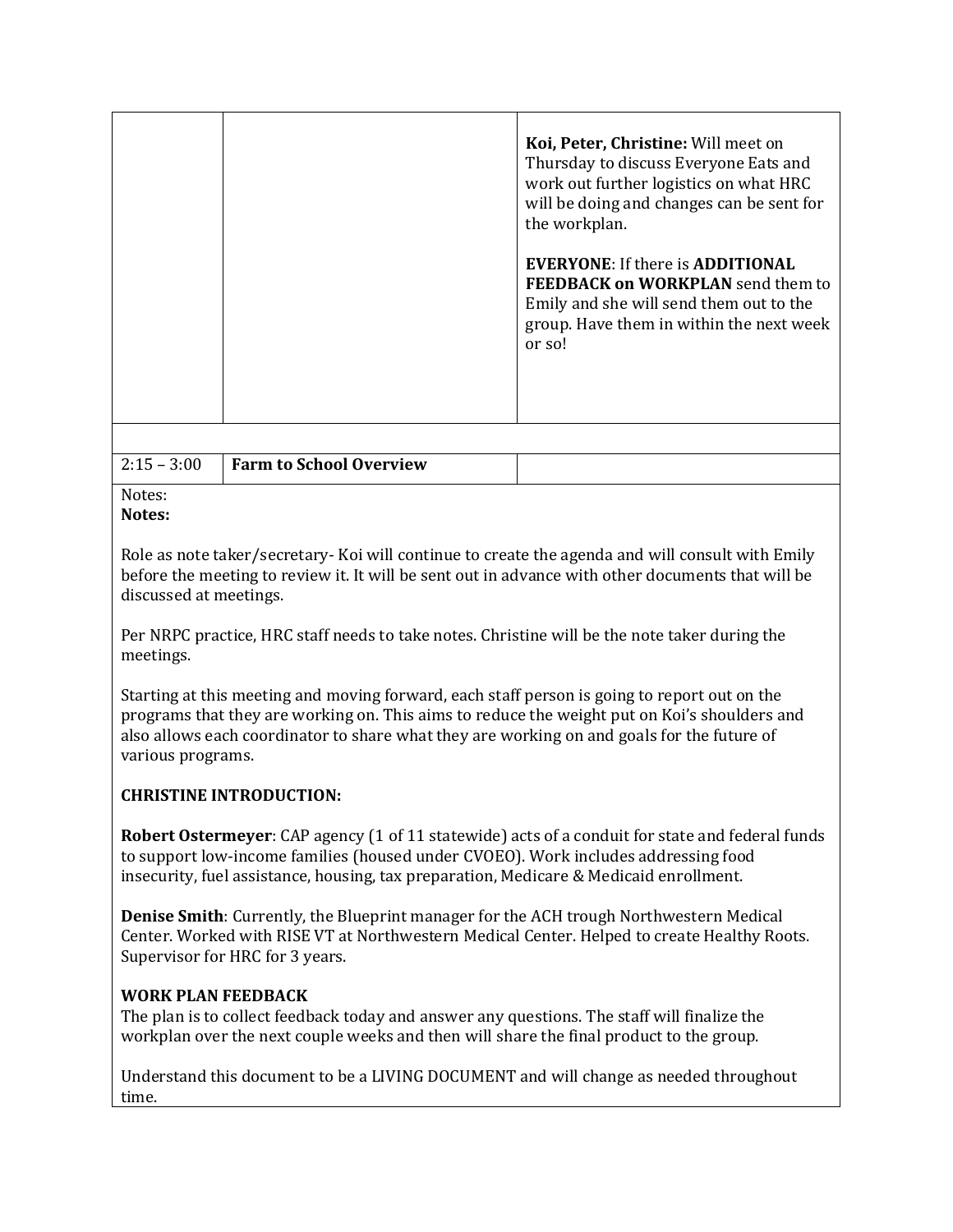| | | |
|---|---|---|
| | | **Koi, Peter, Christine:** Will meet on Thursday to discuss Everyone Eats and work out further logistics on what HRC will be doing and changes can be sent for the workplan.<br><br>**EVERYONE**: If there is **ADDITIONAL FEEDBACK on WORKPLAN** send them to Emily and she will send them out to the group. Have them in within the next week or so! |
| | | |
| 2:15 – 3:00 | **Farm to School Overview** | |

Notes:
**Notes:**

Role as note taker/secretary- Koi will continue to create the agenda and will consult with Emily before the meeting to review it. It will be sent out in advance with other documents that will be discussed at meetings.

Per NRPC practice, HRC staff needs to take notes. Christine will be the note taker during the meetings.

Starting at this meeting and moving forward, each staff person is going to report out on the programs that they are working on. This aims to reduce the weight put on Koi's shoulders and also allows each coordinator to share what they are working on and goals for the future of various programs.

**CHRISTINE INTRODUCTION:**

**Robert Ostermeyer**: CAP agency (1 of 11 statewide) acts of a conduit for state and federal funds to support low-income families (housed under CVOEO). Work includes addressing food insecurity, fuel assistance, housing, tax preparation, Medicare & Medicaid enrollment.

**Denise Smith**: Currently, the Blueprint manager for the ACH trough Northwestern Medical Center. Worked with RISE VT at Northwestern Medical Center. Helped to create Healthy Roots. Supervisor for HRC for 3 years.

**WORK PLAN FEEDBACK**
The plan is to collect feedback today and answer any questions. The staff will finalize the workplan over the next couple weeks and then will share the final product to the group.

Understand this document to be a LIVING DOCUMENT and will change as needed throughout time.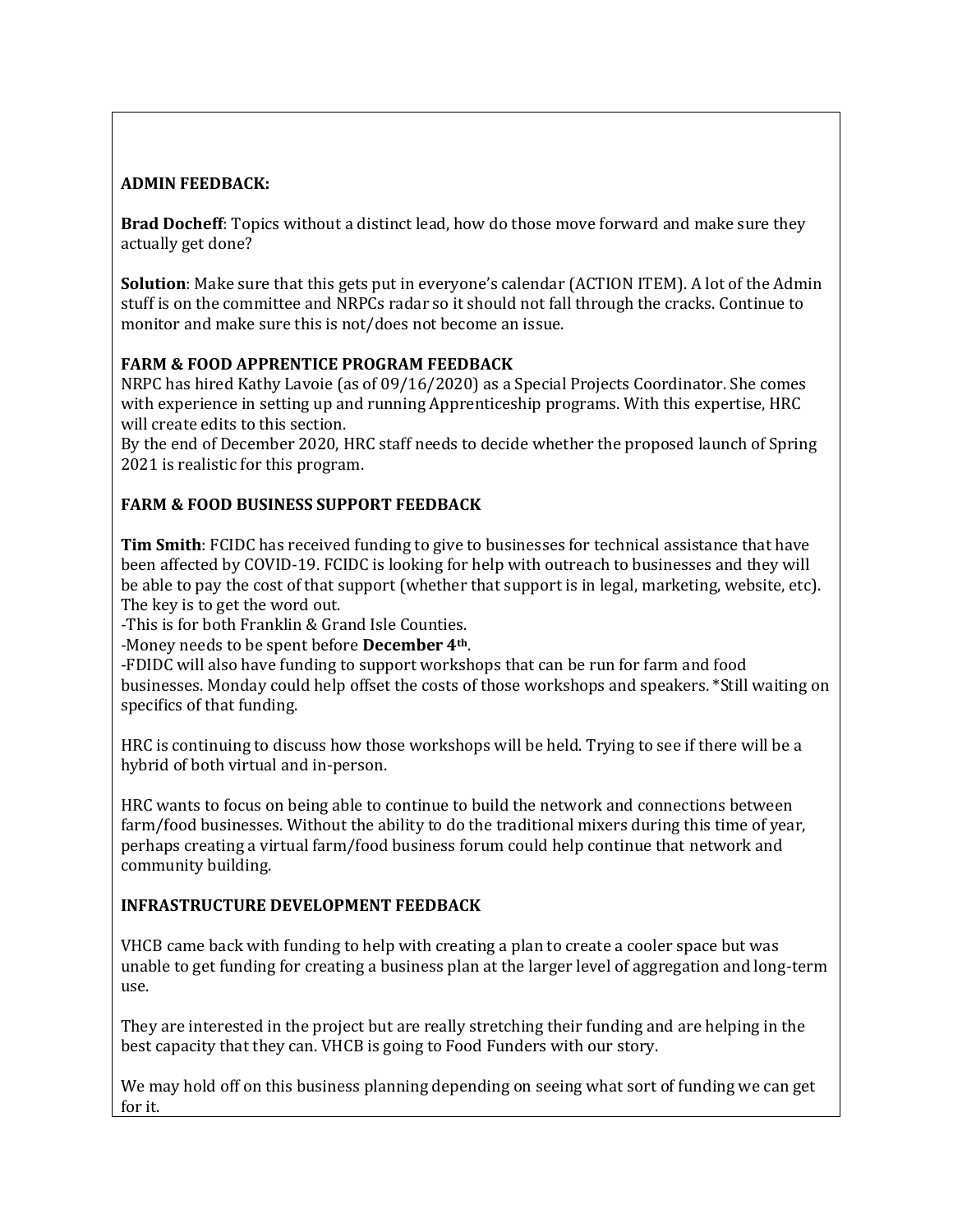**ADMIN FEEDBACK:**

**Brad Docheff**: Topics without a distinct lead, how do those move forward and make sure they actually get done?

**Solution**: Make sure that this gets put in everyone's calendar (ACTION ITEM). A lot of the Admin stuff is on the committee and NRPCs radar so it should not fall through the cracks. Continue to monitor and make sure this is not/does not become an issue.

**FARM & FOOD APPRENTICE PROGRAM FEEDBACK**

NRPC has hired Kathy Lavoie (as of 09/16/2020) as a Special Projects Coordinator. She comes with experience in setting up and running Apprenticeship programs. With this expertise, HRC will create edits to this section.

By the end of December 2020, HRC staff needs to decide whether the proposed launch of Spring 2021 is realistic for this program.

**FARM & FOOD BUSINESS SUPPORT FEEDBACK**

**Tim Smith**: FCIDC has received funding to give to businesses for technical assistance that have been affected by COVID-19. FCIDC is looking for help with outreach to businesses and they will be able to pay the cost of that support (whether that support is in legal, marketing, website, etc). The key is to get the word out.

-This is for both Franklin & Grand Isle Counties.

-Money needs to be spent before **December 4th**.

-FDIDC will also have funding to support workshops that can be run for farm and food businesses. Monday could help offset the costs of those workshops and speakers. *Still waiting on specifics of that funding.

HRC is continuing to discuss how those workshops will be held. Trying to see if there will be a hybrid of both virtual and in-person.

HRC wants to focus on being able to continue to build the network and connections between farm/food businesses. Without the ability to do the traditional mixers during this time of year, perhaps creating a virtual farm/food business forum could help continue that network and community building.

**INFRASTRUCTURE DEVELOPMENT FEEDBACK**

VHCB came back with funding to help with creating a plan to create a cooler space but was unable to get funding for creating a business plan at the larger level of aggregation and long-term use.

They are interested in the project but are really stretching their funding and are helping in the best capacity that they can. VHCB is going to Food Funders with our story.

We may hold off on this business planning depending on seeing what sort of funding we can get for it.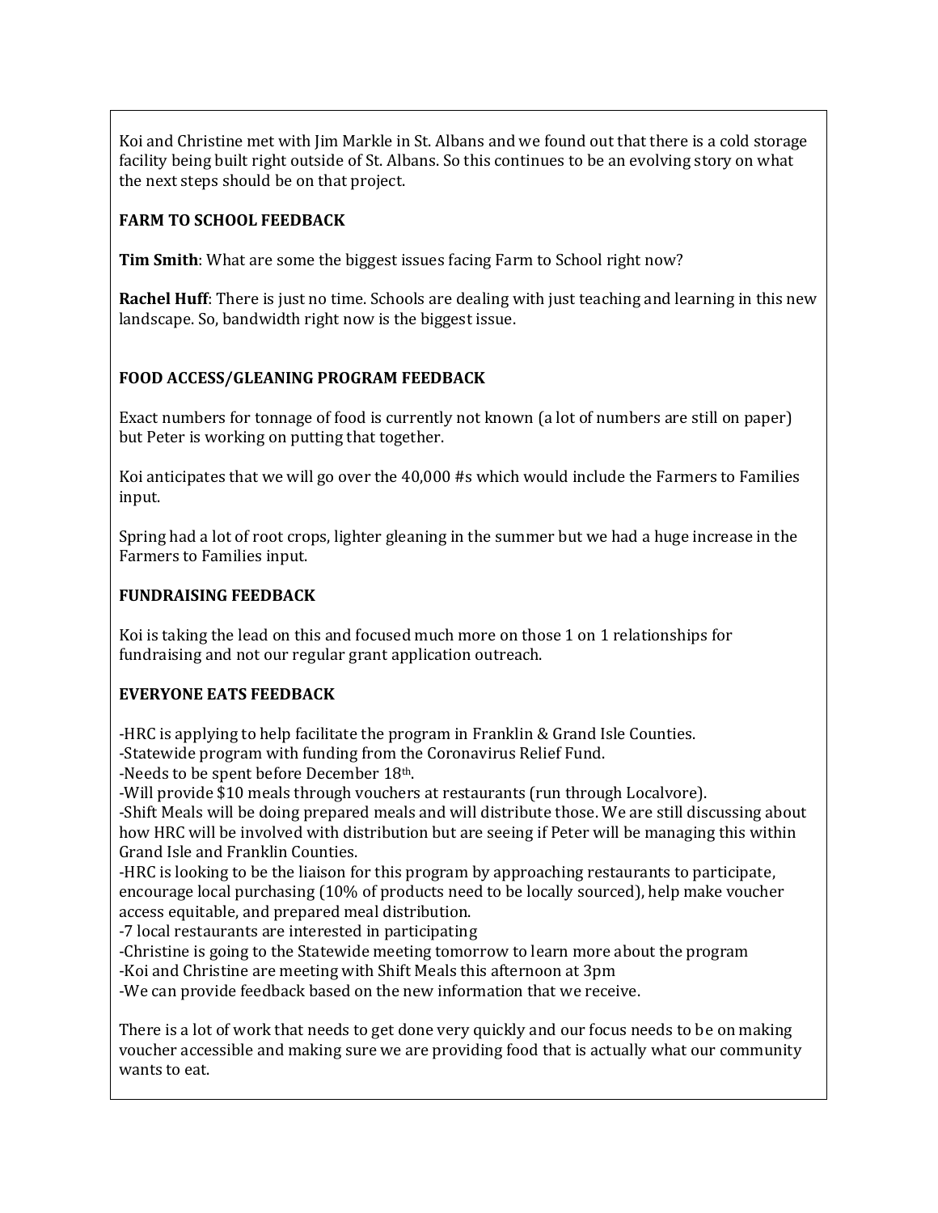Koi and Christine met with Jim Markle in St. Albans and we found out that there is a cold storage facility being built right outside of St. Albans. So this continues to be an evolving story on what the next steps should be on that project.

**FARM TO SCHOOL FEEDBACK**

**Tim Smith**: What are some the biggest issues facing Farm to School right now?

**Rachel Huff**: There is just no time. Schools are dealing with just teaching and learning in this new landscape. So, bandwidth right now is the biggest issue.

**FOOD ACCESS/GLEANING PROGRAM FEEDBACK**

Exact numbers for tonnage of food is currently not known (a lot of numbers are still on paper) but Peter is working on putting that together.

Koi anticipates that we will go over the 40,000 #s which would include the Farmers to Families input.

Spring had a lot of root crops, lighter gleaning in the summer but we had a huge increase in the Farmers to Families input.

**FUNDRAISING FEEDBACK**

Koi is taking the lead on this and focused much more on those 1 on 1 relationships for fundraising and not our regular grant application outreach.

**EVERYONE EATS FEEDBACK**

-HRC is applying to help facilitate the program in Franklin & Grand Isle Counties.
-Statewide program with funding from the Coronavirus Relief Fund.
-Needs to be spent before December 18th.
-Will provide $10 meals through vouchers at restaurants (run through Localvore).
-Shift Meals will be doing prepared meals and will distribute those. We are still discussing about how HRC will be involved with distribution but are seeing if Peter will be managing this within Grand Isle and Franklin Counties.
-HRC is looking to be the liaison for this program by approaching restaurants to participate, encourage local purchasing (10% of products need to be locally sourced), help make voucher access equitable, and prepared meal distribution.
-7 local restaurants are interested in participating
-Christine is going to the Statewide meeting tomorrow to learn more about the program
-Koi and Christine are meeting with Shift Meals this afternoon at 3pm
-We can provide feedback based on the new information that we receive.

There is a lot of work that needs to get done very quickly and our focus needs to be on making voucher accessible and making sure we are providing food that is actually what our community wants to eat.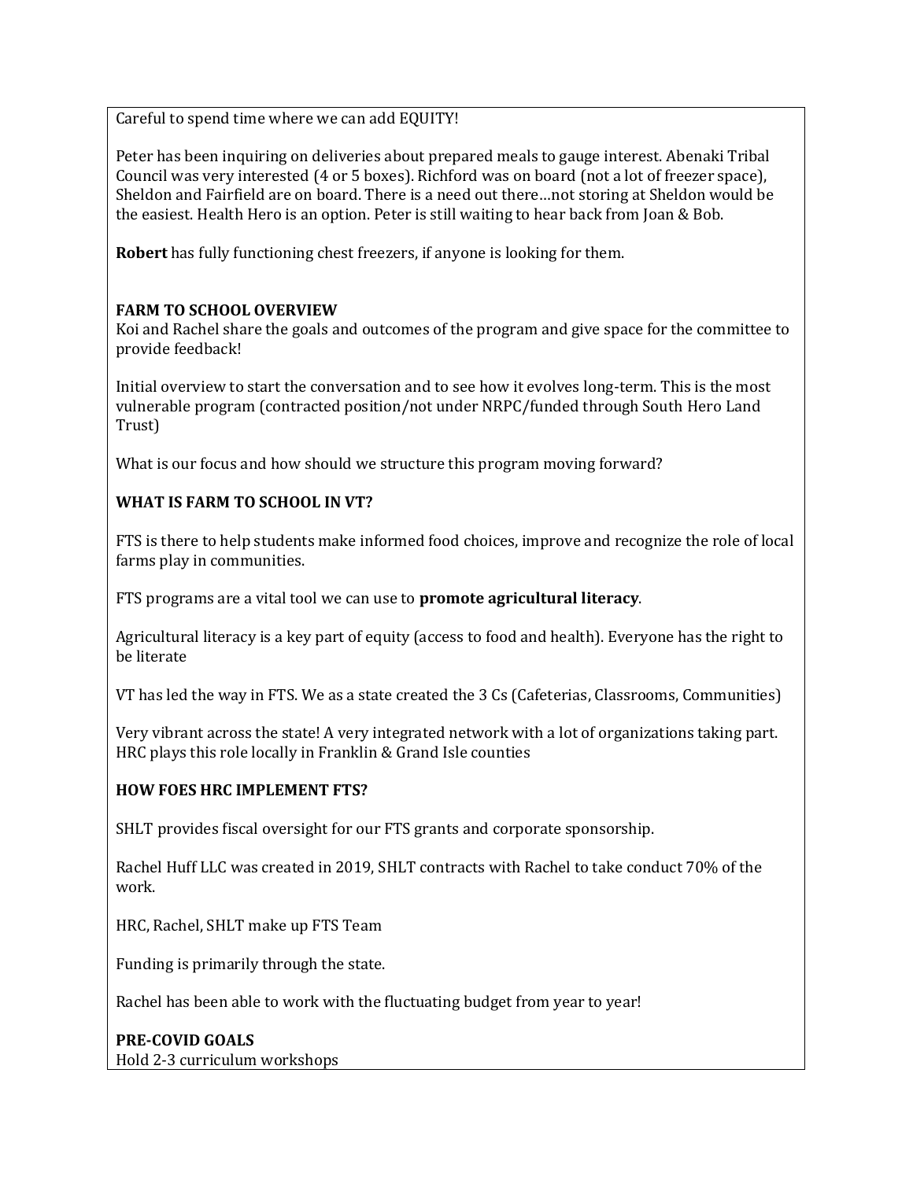Careful to spend time where we can add EQUITY!

Peter has been inquiring on deliveries about prepared meals to gauge interest. Abenaki Tribal Council was very interested (4 or 5 boxes). Richford was on board (not a lot of freezer space), Sheldon and Fairfield are on board. There is a need out there…not storing at Sheldon would be the easiest. Health Hero is an option. Peter is still waiting to hear back from Joan & Bob.

**Robert** has fully functioning chest freezers, if anyone is looking for them.

**FARM TO SCHOOL OVERVIEW**

Koi and Rachel share the goals and outcomes of the program and give space for the committee to provide feedback!

Initial overview to start the conversation and to see how it evolves long-term. This is the most vulnerable program (contracted position/not under NRPC/funded through South Hero Land Trust)

What is our focus and how should we structure this program moving forward?

**WHAT IS FARM TO SCHOOL IN VT?**

FTS is there to help students make informed food choices, improve and recognize the role of local farms play in communities.

FTS programs are a vital tool we can use to **promote agricultural literacy**.

Agricultural literacy is a key part of equity (access to food and health). Everyone has the right to be literate

VT has led the way in FTS. We as a state created the 3 Cs (Cafeterias, Classrooms, Communities)

Very vibrant across the state! A very integrated network with a lot of organizations taking part. HRC plays this role locally in Franklin & Grand Isle counties

**HOW FOES HRC IMPLEMENT FTS?**

SHLT provides fiscal oversight for our FTS grants and corporate sponsorship.

Rachel Huff LLC was created in 2019, SHLT contracts with Rachel to take conduct 70% of the work.

HRC, Rachel, SHLT make up FTS Team

Funding is primarily through the state.

Rachel has been able to work with the fluctuating budget from year to year!

**PRE-COVID GOALS**

Hold 2-3 curriculum workshops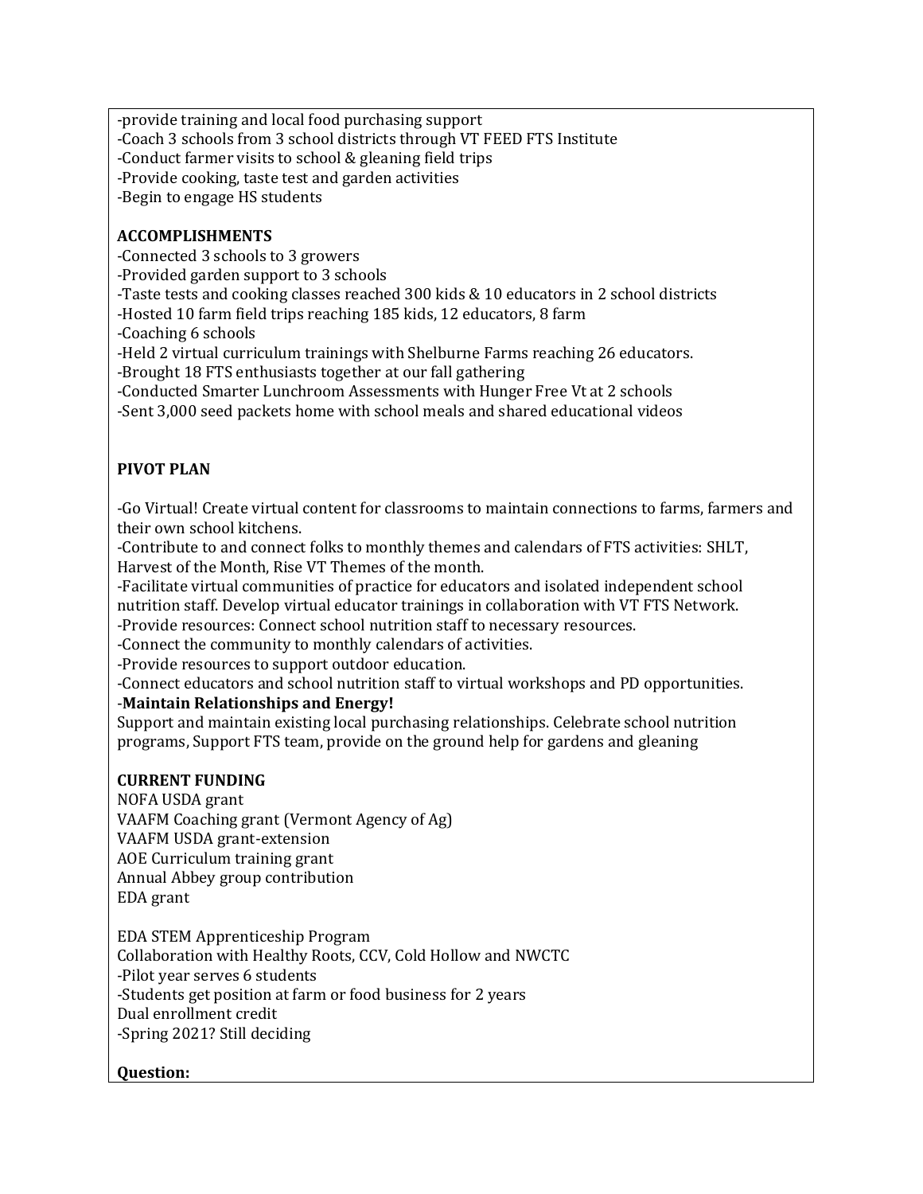-provide training and local food purchasing support
-Coach 3 schools from 3 school districts through VT FEED FTS Institute
-Conduct farmer visits to school & gleaning field trips
-Provide cooking, taste test and garden activities
-Begin to engage HS students

**ACCOMPLISHMENTS**
-Connected 3 schools to 3 growers
-Provided garden support to 3 schools
-Taste tests and cooking classes reached 300 kids & 10 educators in 2 school districts
-Hosted 10 farm field trips reaching 185 kids, 12 educators, 8 farm
-Coaching 6 schools
-Held 2 virtual curriculum trainings with Shelburne Farms reaching 26 educators.
-Brought 18 FTS enthusiasts together at our fall gathering
-Conducted Smarter Lunchroom Assessments with Hunger Free Vt at 2 schools
-Sent 3,000 seed packets home with school meals and shared educational videos

**PIVOT PLAN**

-Go Virtual! Create virtual content for classrooms to maintain connections to farms, farmers and their own school kitchens.
-Contribute to and connect folks to monthly themes and calendars of FTS activities: SHLT, Harvest of the Month, Rise VT Themes of the month.
-Facilitate virtual communities of practice for educators and isolated independent school nutrition staff. Develop virtual educator trainings in collaboration with VT FTS Network.
-Provide resources: Connect school nutrition staff to necessary resources.
-Connect the community to monthly calendars of activities.
-Provide resources to support outdoor education.
-Connect educators and school nutrition staff to virtual workshops and PD opportunities.
-**Maintain Relationships and Energy!**
Support and maintain existing local purchasing relationships. Celebrate school nutrition programs, Support FTS team, provide on the ground help for gardens and gleaning

**CURRENT FUNDING**
NOFA USDA grant
VAAFM Coaching grant (Vermont Agency of Ag)
VAAFM USDA grant-extension
AOE Curriculum training grant
Annual Abbey group contribution
EDA grant

EDA STEM Apprenticeship Program
Collaboration with Healthy Roots, CCV, Cold Hollow and NWCTC
-Pilot year serves 6 students
-Students get position at farm or food business for 2 years
Dual enrollment credit
-Spring 2021? Still deciding

**Question:**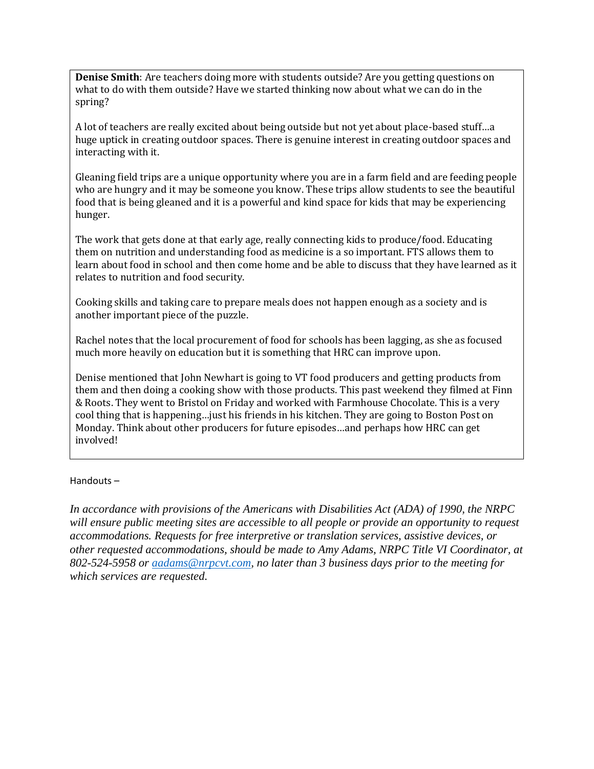**Denise Smith**: Are teachers doing more with students outside? Are you getting questions on what to do with them outside? Have we started thinking now about what we can do in the spring?

A lot of teachers are really excited about being outside but not yet about place-based stuff…a huge uptick in creating outdoor spaces. There is genuine interest in creating outdoor spaces and interacting with it.

Gleaning field trips are a unique opportunity where you are in a farm field and are feeding people who are hungry and it may be someone you know. These trips allow students to see the beautiful food that is being gleaned and it is a powerful and kind space for kids that may be experiencing hunger.

The work that gets done at that early age, really connecting kids to produce/food. Educating them on nutrition and understanding food as medicine is a so important. FTS allows them to learn about food in school and then come home and be able to discuss that they have learned as it relates to nutrition and food security.

Cooking skills and taking care to prepare meals does not happen enough as a society and is another important piece of the puzzle.

Rachel notes that the local procurement of food for schools has been lagging, as she as focused much more heavily on education but it is something that HRC can improve upon.

Denise mentioned that John Newhart is going to VT food producers and getting products from them and then doing a cooking show with those products. This past weekend they filmed at Finn & Roots. They went to Bristol on Friday and worked with Farmhouse Chocolate. This is a very cool thing that is happening…just his friends in his kitchen. They are going to Boston Post on Monday. Think about other producers for future episodes…and perhaps how HRC can get involved!

Handouts –

*In accordance with provisions of the Americans with Disabilities Act (ADA) of 1990, the NRPC will ensure public meeting sites are accessible to all people or provide an opportunity to request accommodations. Requests for free interpretive or translation services, assistive devices, or other requested accommodations, should be made to Amy Adams, NRPC Title VI Coordinator, at 802-524-5958 or [aadams@nrpcvt.com](mailto:aadams@nrpcvt.com), no later than 3 business days prior to the meeting for which services are requested.*